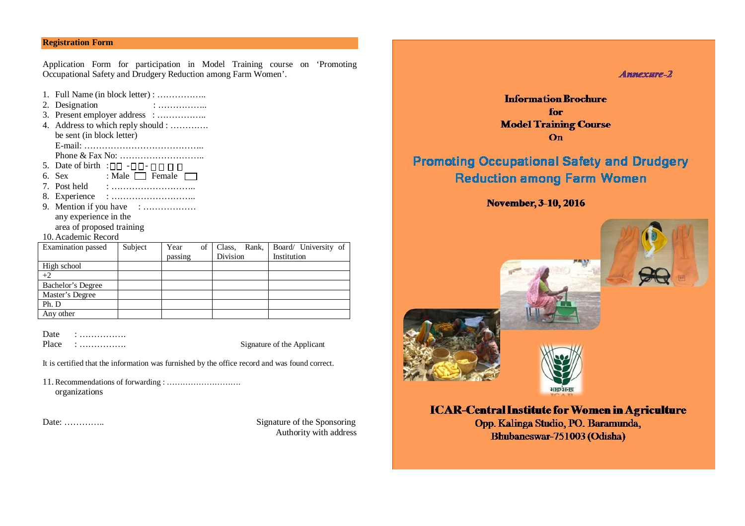## Registration Form

Application Form for participation in Model Training course on 'Promoting Occupational Safety and Drudgery Reduction among Farm Women'.

1. Full Name (in block letter) : ……………..
2. Designation : ……………..
3. Present employer address : ……………..
4. Address to which reply should be sent (in block letter) : …………
   E-mail: …………………………………..
   Phone & Fax No: ………………………..
5. Date of birth : ☐☐ - ☐☐ - ☐☐☐☐
6. Sex : Male ☐ Female ☐
7. Post held : ………………………..
8. Experience : ………………………..
9. Mention if you have any experience in the area of proposed training : ………………
10. Academic Record

| Examination passed | Subject | Year of passing | Class, Rank, Division | Board/ University of Institution |
|---|---|---|---|---|
| High school | | | | |
| +2 | | | | |
| Bachelor's Degree | | | | |
| Master's Degree | | | | |
| Ph. D | | | | |
| Any other | | | | |

Date : …………….
Place : …………….

Signature of the Applicant

It is certified that the information was furnished by the office record and was found correct.

11. Recommendations of forwarding organizations : ……………………….

Date: …………..

Signature of the Sponsoring Authority with address

*Annexure-2*

**Information Brochure for Model Training Course On**

# Promoting Occupational Safety and Drudgery Reduction among Farm Women

**November, 3-10, 2016**

**ICAR-Central Institute for Women in Agriculture**
Opp. Kalinga Studio, PO. Baramunda,
Bhubaneswar-751003 (Odisha)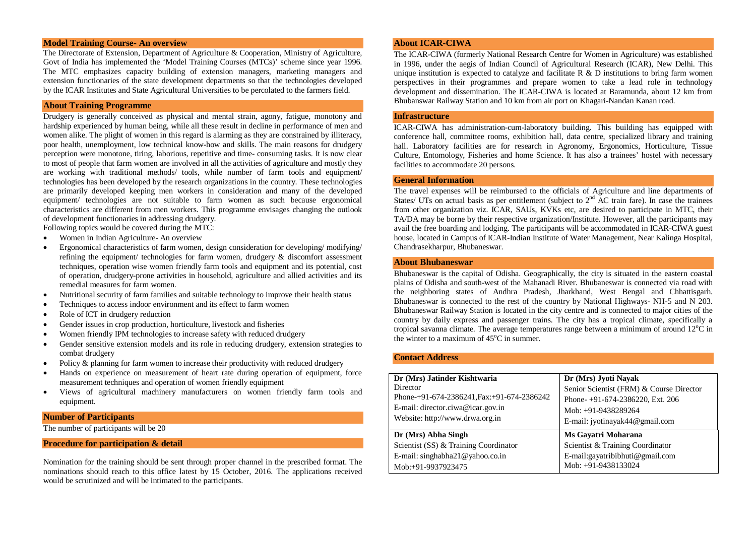## Model Training Course- An overview

The Directorate of Extension, Department of Agriculture & Cooperation, Ministry of Agriculture, Govt of India has implemented the 'Model Training Courses (MTCs)' scheme since year 1996. The MTC emphasizes capacity building of extension managers, marketing managers and extension functionaries of the state development departments so that the technologies developed by the ICAR Institutes and State Agricultural Universities to be percolated to the farmers field.

## About Training Programme

Drudgery is generally conceived as physical and mental strain, agony, fatigue, monotony and hardship experienced by human being, while all these result in decline in performance of men and women alike. The plight of women in this regard is alarming as they are constrained by illiteracy, poor health, unemployment, low technical know-how and skills. The main reasons for drudgery perception were monotone, tiring, laborious, repetitive and time- consuming tasks. It is now clear to most of people that farm women are involved in all the activities of agriculture and mostly they are working with traditional methods/ tools, while number of farm tools and equipment/ technologies has been developed by the research organizations in the country. These technologies are primarily developed keeping men workers in consideration and many of the developed equipment/ technologies are not suitable to farm women as such because ergonomical characteristics are different from men workers. This programme envisages changing the outlook of development functionaries in addressing drudgery.

Following topics would be covered during the MTC:

- Women in Indian Agriculture- An overview
- Ergonomical characteristics of farm women, design consideration for developing/ modifying/ refining the equipment/ technologies for farm women, drudgery & discomfort assessment techniques, operation wise women friendly farm tools and equipment and its potential, cost of operation, drudgery-prone activities in household, agriculture and allied activities and its remedial measures for farm women.
- Nutritional security of farm families and suitable technology to improve their health status
- Techniques to access indoor environment and its effect to farm women
- Role of ICT in drudgery reduction
- Gender issues in crop production, horticulture, livestock and fisheries
- Women friendly IPM technologies to increase safety with reduced drudgery
- Gender sensitive extension models and its role in reducing drudgery, extension strategies to combat drudgery
- Policy & planning for farm women to increase their productivity with reduced drudgery
- Hands on experience on measurement of heart rate during operation of equipment, force measurement techniques and operation of women friendly equipment
- Views of agricultural machinery manufacturers on women friendly farm tools and equipment.

## Number of Participants

The number of participants will be 20

## Procedure for participation & detail

Nomination for the training should be sent through proper channel in the prescribed format. The nominations should reach to this office latest by 15 October, 2016. The applications received would be scrutinized and will be intimated to the participants.

## About ICAR-CIWA

The ICAR-CIWA (formerly National Research Centre for Women in Agriculture) was established in 1996, under the aegis of Indian Council of Agricultural Research (ICAR), New Delhi. This unique institution is expected to catalyze and facilitate R & D institutions to bring farm women perspectives in their programmes and prepare women to take a lead role in technology development and dissemination. The ICAR-CIWA is located at Baramunda, about 12 km from Bhubanswar Railway Station and 10 km from air port on Khagari-Nandan Kanan road.

## Infrastructure

ICAR-CIWA has administration-cum-laboratory building. This building has equipped with conference hall, committee rooms, exhibition hall, data centre, specialized library and training hall. Laboratory facilities are for research in Agronomy, Ergonomics, Horticulture, Tissue Culture, Entomology, Fisheries and home Science. It has also a trainees' hostel with necessary facilities to accommodate 20 persons.

## General Information

The travel expenses will be reimbursed to the officials of Agriculture and line departments of States/ UTs on actual basis as per entitlement (subject to 2nd AC train fare). In case the trainees from other organization viz. ICAR, SAUs, KVKs etc, are desired to participate in MTC, their TA/DA may be borne by their respective organization/Institute. However, all the participants may avail the free boarding and lodging. The participants will be accommodated in ICAR-CIWA guest house, located in Campus of ICAR-Indian Institute of Water Management, Near Kalinga Hospital, Chandrasekharpur, Bhubaneswar.

## About Bhubaneswar

Bhubaneswar is the capital of Odisha. Geographically, the city is situated in the eastern coastal plains of Odisha and south-west of the Mahanadi River. Bhubaneswar is connected via road with the neighboring states of Andhra Pradesh, Jharkhand, West Bengal and Chhattisgarh. Bhubaneswar is connected to the rest of the country by National Highways- NH-5 and N 203. Bhubaneswar Railway Station is located in the city centre and is connected to major cities of the country by daily express and passenger trains. The city has a tropical climate, specifically a tropical savanna climate. The average temperatures range between a minimum of around 12$^{o}$C in the winter to a maximum of 45$^{o}$C in summer.

## Contact Address

| | |
|---|---|
| **Dr (Mrs) Jatinder Kishtwaria**<br>Director<br>Phone-+91-674-2386241,Fax:+91-674-2386242<br>E-mail: director.ciwa@icar.gov.in<br>Website: http://www.drwa.org.in | **Dr (Mrs) Jyoti Nayak**<br>Senior Scientist (FRM) & Course Director<br>Phone- +91-674-2386220, Ext. 206<br>Mob: +91-9438289264<br>E-mail: jyotinayak44@gmail.com |
| **Dr (Mrs) Abha Singh**<br>Scientist (SS) & Training Coordinator<br>E-mail: singhabha21@yahoo.co.in<br>Mob:+91-9937923475 | **Ms Gayatri Moharana**<br>Scientist & Training Coordinator<br>E-mail:gayatribibhuti@gmail.com<br>Mob: +91-9438133024 |